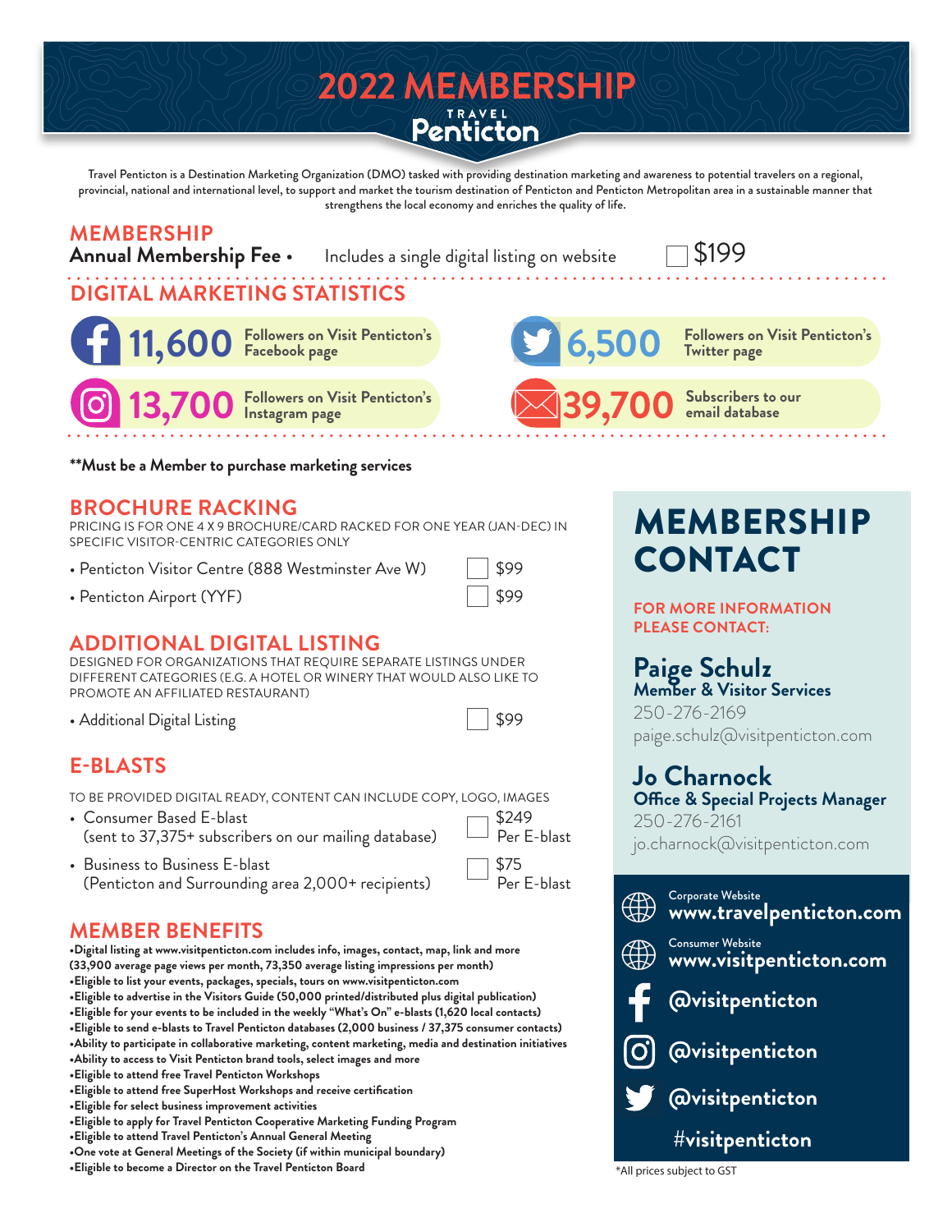# 2022 MEMBERSHIP

TRAVEL Penticton

Travel Penticton is a Destination Marketing Organization (DMO) tasked with providing destination marketing and awareness to potential travelers on a regional, provincial, national and international level, to support and market the tourism destination of Penticton and Penticton Metropolitan area in a sustainable manner that strengthens the local economy and enriches the quality of life.

## MEMBERSHIP

**Annual Membership Fee** • Includes a single digital listing on website ☐ $199

## DIGITAL MARKETING STATISTICS

- **11,600** Followers on Visit Penticton's Facebook page
- **6,500** Followers on Visit Penticton's Twitter page
- **13,700** Followers on Visit Penticton's Instagram page
- **39,700** Subscribers to our email database

**\*\*Must be a Member to purchase marketing services**

## BROCHURE RACKING

PRICING IS FOR ONE 4 X 9 BROCHURE/CARD RACKED FOR ONE YEAR (JAN-DEC) IN SPECIFIC VISITOR-CENTRIC CATEGORIES ONLY

- Penticton Visitor Centre (888 Westminster Ave W) ☐ $99
- Penticton Airport (YYF) ☐ $99

## ADDITIONAL DIGITAL LISTING

DESIGNED FOR ORGANIZATIONS THAT REQUIRE SEPARATE LISTINGS UNDER DIFFERENT CATEGORIES (E.G. A HOTEL OR WINERY THAT WOULD ALSO LIKE TO PROMOTE AN AFFILIATED RESTAURANT)

- Additional Digital Listing ☐ $99

## E-BLASTS

TO BE PROVIDED DIGITAL READY, CONTENT CAN INCLUDE COPY, LOGO, IMAGES

- Consumer Based E-blast (sent to 37,375+ subscribers on our mailing database) ☐ $249 Per E-blast
- Business to Business E-blast (Penticton and Surrounding area 2,000+ recipients) ☐ $75 Per E-blast

## MEMBER BENEFITS

- **Digital listing at www.visitpenticton.com includes info, images, contact, map, link and more (33,900 average page views per month, 73,350 average listing impressions per month)**
- **Eligible to list your events, packages, specials, tours on www.visitpenticton.com**
- **Eligible to advertise in the Visitors Guide (50,000 printed/distributed plus digital publication)**
- **Eligible for your events to be included in the weekly "What's On" e-blasts (1,620 local contacts)**
- **Eligible to send e-blasts to Travel Penticton databases (2,000 business / 37,375 consumer contacts)**
- **Ability to participate in collaborative marketing, content marketing, media and destination initiatives**
- **Ability to access to Visit Penticton brand tools, select images and more**
- **Eligible to attend free Travel Penticton Workshops**
- **Eligible to attend free SuperHost Workshops and receive certification**
- **Eligible for select business improvement activities**
- **Eligible to apply for Travel Penticton Cooperative Marketing Funding Program**
- **Eligible to attend Travel Penticton's Annual General Meeting**
- **One vote at General Meetings of the Society (if within municipal boundary)**
- **Eligible to become a Director on the Travel Penticton Board**

## MEMBERSHIP CONTACT

FOR MORE INFORMATION PLEASE CONTACT:

**Paige Schulz**
**Member & Visitor Services**
250-276-2169
paige.schulz@visitpenticton.com

**Jo Charnock**
**Office & Special Projects Manager**
250-276-2161
jo.charnock@visitpenticton.com

Corporate Website
**www.travelpenticton.com**

Consumer Website
**www.visitpenticton.com**

**@visitpenticton** (Facebook)

**@visitpenticton** (Instagram)

**@visitpenticton** (Twitter)

**#visitpenticton**

*All prices subject to GST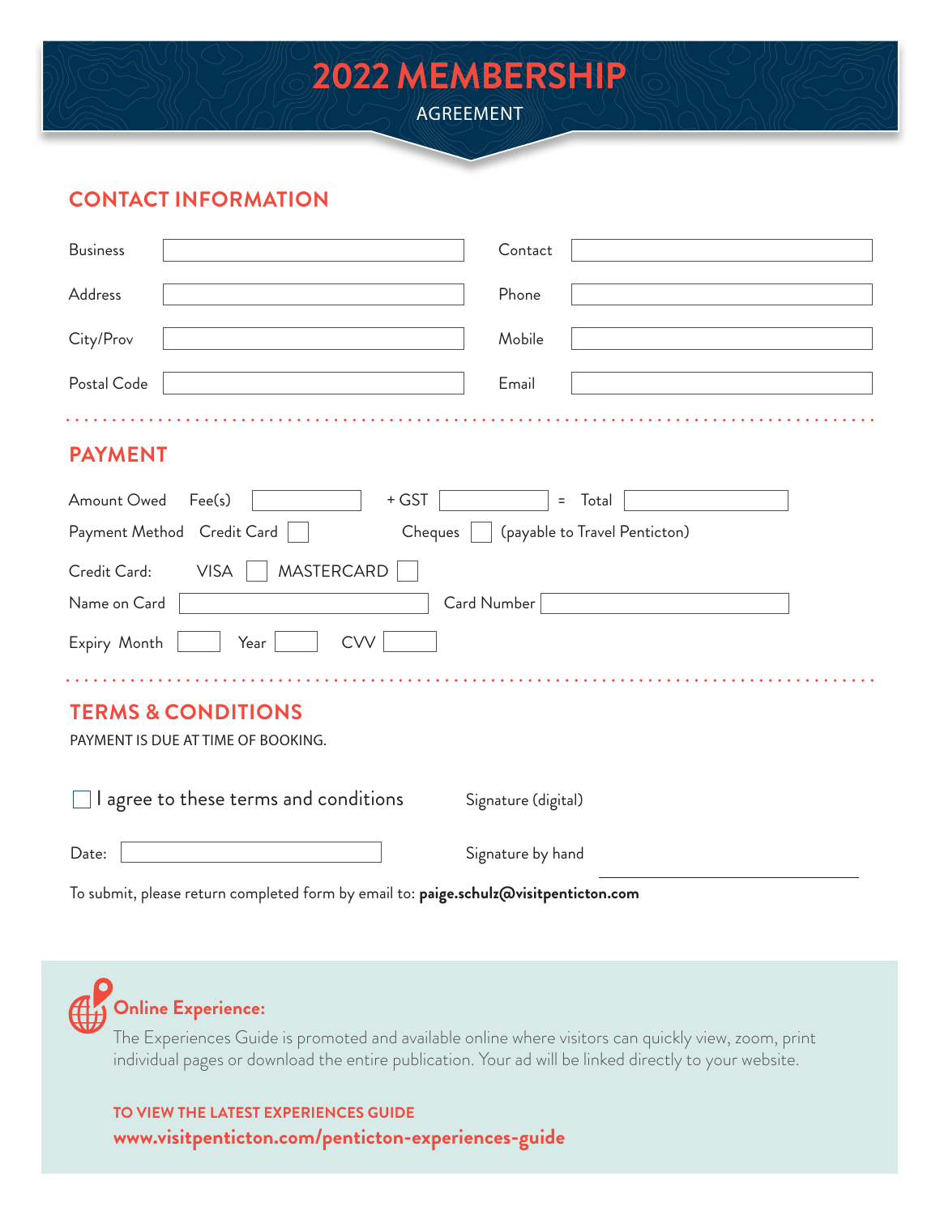# 2022 MEMBERSHIP

AGREEMENT

## CONTACT INFORMATION

| | | | |
|---|---|---|---|
| Business | | Contact | |
| Address | | Phone | |
| City/Prov | | Mobile | |
| Postal Code | | Email | |

## PAYMENT

Amount Owed Fee(s) ______ + GST ______ = Total ______

Payment Method Credit Card ☐ Cheques ☐ (payable to Travel Penticton)

Credit Card: VISA ☐ MASTERCARD ☐

Name on Card ______ Card Number ______

Expiry Month ______ Year ______ CVV ______

## TERMS & CONDITIONS

PAYMENT IS DUE AT TIME OF BOOKING.

☐ I agree to these terms and conditions

Signature (digital)

Date: ______

Signature by hand ______

To submit, please return completed form by email to: **paige.schulz@visitpenticton.com**

**Online Experience:**

The Experiences Guide is promoted and available online where visitors can quickly view, zoom, print individual pages or download the entire publication. Your ad will be linked directly to your website.

**TO VIEW THE LATEST EXPERIENCES GUIDE**

**www.visitpenticton.com/penticton-experiences-guide**